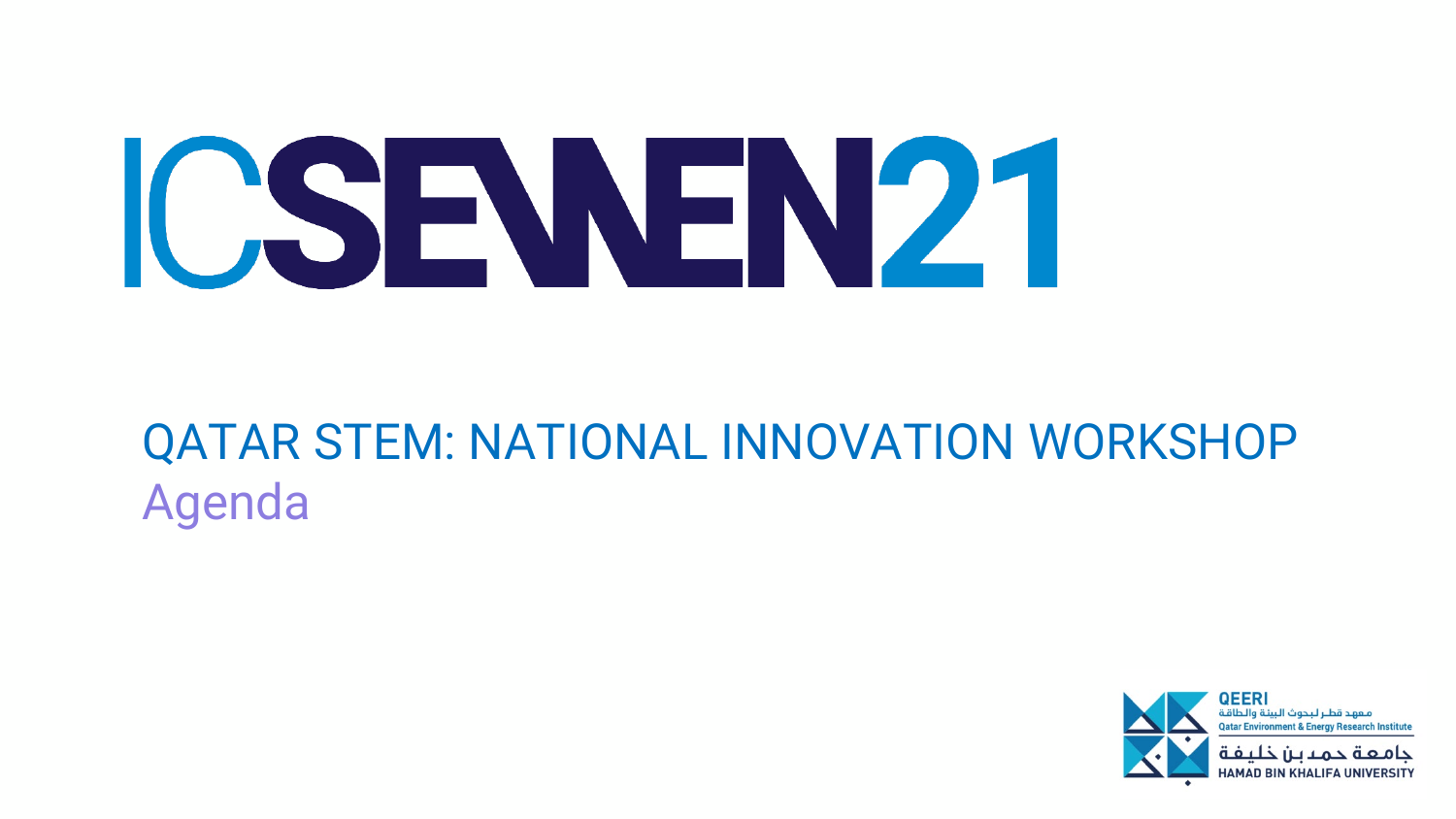# ICSEWEN21

## QATAR STEM: NATIONAL INNOVATION WORKSHOP

Agenda

QEERI

معهد قطر لبحوث البيئة والطاقة

Qatar Environment & Energy Research Institute

جامعة حمد بن خليفة

HAMAD BIN KHALIFA UNIVERSITY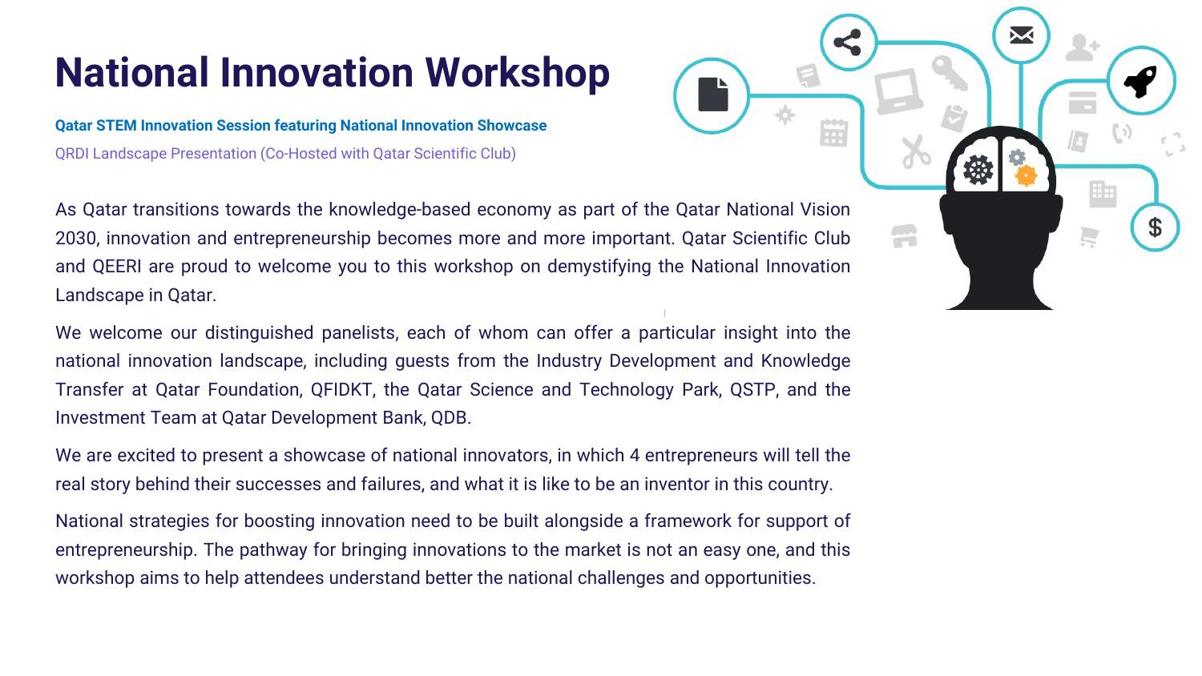# National Innovation Workshop

**Qatar STEM Innovation Session featuring National Innovation Showcase**

QRDI Landscape Presentation (Co-Hosted with Qatar Scientific Club)

As Qatar transitions towards the knowledge-based economy as part of the Qatar National Vision 2030, innovation and entrepreneurship becomes more and more important. Qatar Scientific Club and QEERI are proud to welcome you to this workshop on demystifying the National Innovation Landscape in Qatar.

We welcome our distinguished panelists, each of whom can offer a particular insight into the national innovation landscape, including guests from the Industry Development and Knowledge Transfer at Qatar Foundation, QFIDKT, the Qatar Science and Technology Park, QSTP, and the Investment Team at Qatar Development Bank, QDB.

We are excited to present a showcase of national innovators, in which 4 entrepreneurs will tell the real story behind their successes and failures, and what it is like to be an inventor in this country.

National strategies for boosting innovation need to be built alongside a framework for support of entrepreneurship. The pathway for bringing innovations to the market is not an easy one, and this workshop aims to help attendees understand better the national challenges and opportunities.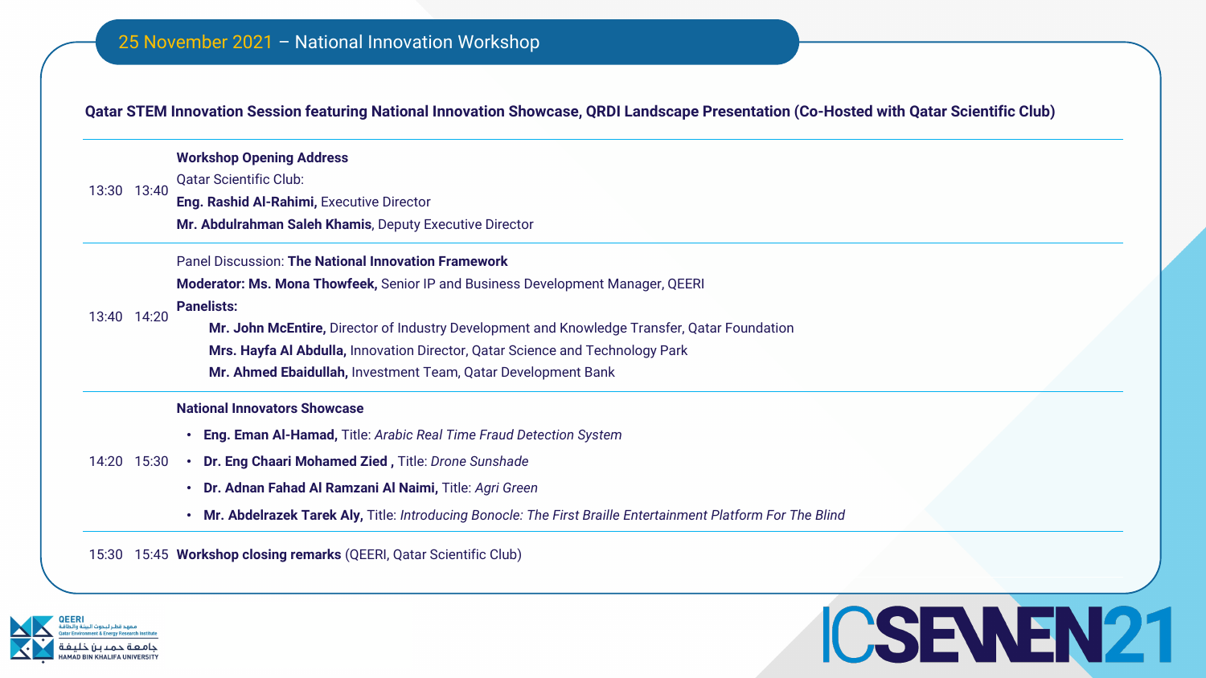## 25 November 2021 – National Innovation Workshop

**Qatar STEM Innovation Session featuring National Innovation Showcase, QRDI Landscape Presentation (Co-Hosted with Qatar Scientific Club)**

| | | |
|---|---|---|
| 13:30 | 13:40 | **Workshop Opening Address**<br>Qatar Scientific Club:<br>**Eng. Rashid Al-Rahimi,** Executive Director<br>**Mr. Abdulrahman Saleh Khamis**, Deputy Executive Director |
| 13:40 | 14:20 | Panel Discussion: **The National Innovation Framework**<br>**Moderator: Ms. Mona Thowfeek,** Senior IP and Business Development Manager, QEERI<br>**Panelists:**<br>**Mr. John McEntire,** Director of Industry Development and Knowledge Transfer, Qatar Foundation<br>**Mrs. Hayfa Al Abdulla,** Innovation Director, Qatar Science and Technology Park<br>**Mr. Ahmed Ebaidullah,** Investment Team, Qatar Development Bank |
| 14:20 | 15:30 | **National Innovators Showcase**<br>• **Eng. Eman Al-Hamad,** Title: *Arabic Real Time Fraud Detection System*<br>• **Dr. Eng Chaari Mohamed Zied ,** Title: *Drone Sunshade*<br>• **Dr. Adnan Fahad Al Ramzani Al Naimi,** Title: *Agri Green*<br>• **Mr. Abdelrazek Tarek Aly,** Title: *Introducing Bonocle: The First Braille Entertainment Platform For The Blind* |
| 15:30 | 15:45 | **Workshop closing remarks** (QEERI, Qatar Scientific Club) |

QEERI
معهد قطر لبحوث البيئة والطاقة
Qatar Environment & Energy Research Institute
جامعة حمد بن خليفة
HAMAD BIN KHALIFA UNIVERSITY

ICSEWEN21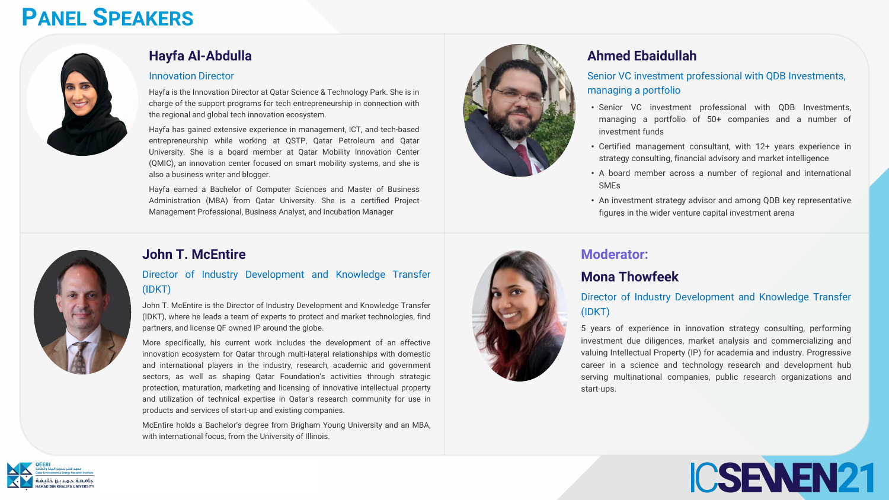# Panel Speakers

## Hayfa Al-Abdulla

### Innovation Director

Hayfa is the Innovation Director at Qatar Science & Technology Park. She is in charge of the support programs for tech entrepreneurship in connection with the regional and global tech innovation ecosystem.

Hayfa has gained extensive experience in management, ICT, and tech-based entrepreneurship while working at QSTP, Qatar Petroleum and Qatar University. She is a board member at Qatar Mobility Innovation Center (QMIC), an innovation center focused on smart mobility systems, and she is also a business writer and blogger.

Hayfa earned a Bachelor of Computer Sciences and Master of Business Administration (MBA) from Qatar University. She is a certified Project Management Professional, Business Analyst, and Incubation Manager

## Ahmed Ebaidullah

### Senior VC investment professional with QDB Investments, managing a portfolio

- Senior VC investment professional with QDB Investments, managing a portfolio of 50+ companies and a number of investment funds
- Certified management consultant, with 12+ years experience in strategy consulting, financial advisory and market intelligence
- A board member across a number of regional and international SMEs
- An investment strategy advisor and among QDB key representative figures in the wider venture capital investment arena

## John T. McEntire

### Director of Industry Development and Knowledge Transfer (IDKT)

John T. McEntire is the Director of Industry Development and Knowledge Transfer (IDKT), where he leads a team of experts to protect and market technologies, find partners, and license QF owned IP around the globe.

More specifically, his current work includes the development of an effective innovation ecosystem for Qatar through multi-lateral relationships with domestic and international players in the industry, research, academic and government sectors, as well as shaping Qatar Foundation's activities through strategic protection, maturation, marketing and licensing of innovative intellectual property and utilization of technical expertise in Qatar's research community for use in products and services of start-up and existing companies.

McEntire holds a Bachelor's degree from Brigham Young University and an MBA, with international focus, from the University of Illinois.

## Moderator:

## Mona Thowfeek

### Director of Industry Development and Knowledge Transfer (IDKT)

5 years of experience in innovation strategy consulting, performing investment due diligences, market analysis and commercializing and valuing Intellectual Property (IP) for academia and industry. Progressive career in a science and technology research and development hub serving multinational companies, public research organizations and start-ups.